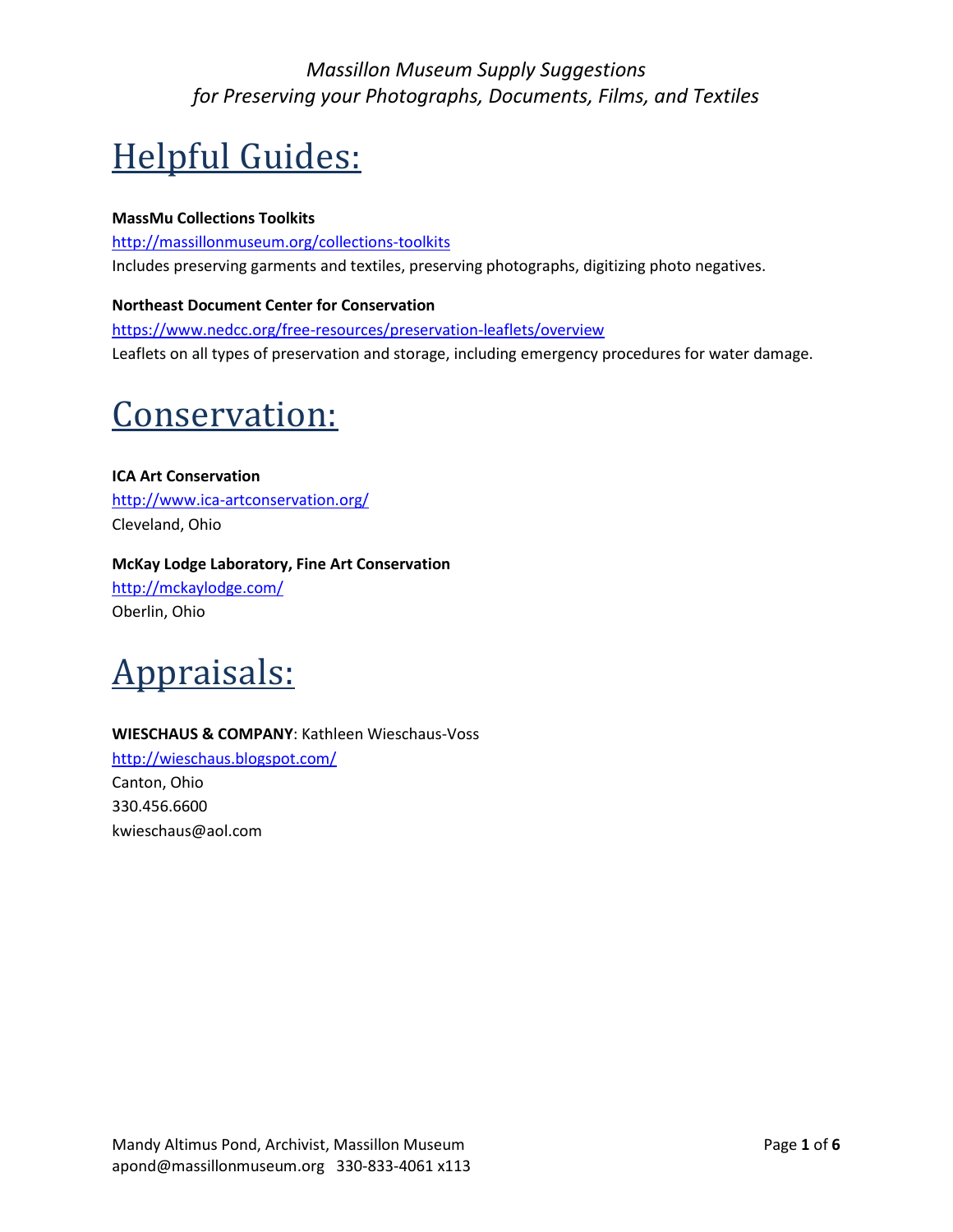*Massillon Museum Supply Suggestions*
*for Preserving your Photographs, Documents, Films, and Textiles*

# Helpful Guides:

**MassMu Collections Toolkits**
http://massillonmuseum.org/collections-toolkits
Includes preserving garments and textiles, preserving photographs, digitizing photo negatives.

**Northeast Document Center for Conservation**
https://www.nedcc.org/free-resources/preservation-leaflets/overview
Leaflets on all types of preservation and storage, including emergency procedures for water damage.

# Conservation:

**ICA Art Conservation**
http://www.ica-artconservation.org/
Cleveland, Ohio

**McKay Lodge Laboratory, Fine Art Conservation**
http://mckaylodge.com/
Oberlin, Ohio

# Appraisals:

**WIESCHAUS & COMPANY**: Kathleen Wieschaus-Voss
http://wieschaus.blogspot.com/
Canton, Ohio
330.456.6600
kwieschaus@aol.com

Mandy Altimus Pond, Archivist, Massillon Museum
apond@massillonmuseum.org 330-833-4061 x113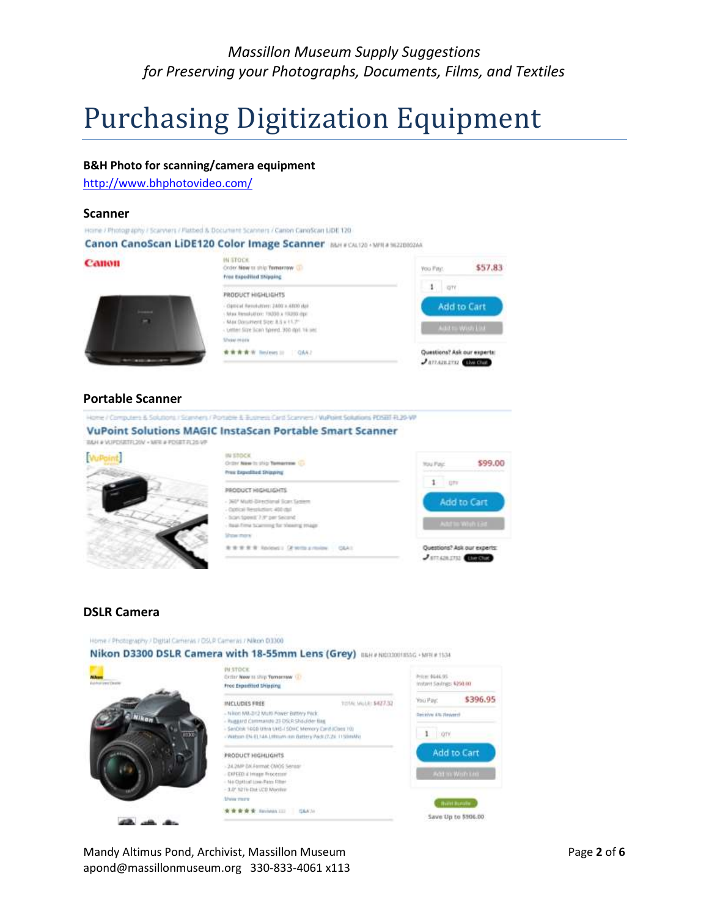*Massillon Museum Supply Suggestions*
*for Preserving your Photographs, Documents, Films, and Textiles*

# Purchasing Digitization Equipment

**B&H Photo for scanning/camera equipment**

http://www.bhphotovideo.com/

### Scanner

Home / Photography / Scanners / Flatbed & Document Scanners / Canon CanoScan LiDE 120

**Canon CanoScan LiDE120 Color Image Scanner**

IN STOCK

Order Now to ship Tomorrow

Free Expedited Shipping

PRODUCT HIGHLIGHTS

- Optical Resolution: 2400 x 4800 dpi
- Max Resolution: 19200 x 19200 dpi
- Max Document Size: 8.5 x 11.7"
- Letter Size Scan Speed: 300 dpi: 16 sec

You Pay: $57.83

Add to Cart

### Portable Scanner

Home / Computers & Solutions / Scanners / Portable & Business Card Scanners / VuPoint Solutions PDSBT-FL20-VP

**VuPoint Solutions MAGIC InstaScan Portable Smart Scanner**

IN STOCK

Order Now to ship Tomorrow

Free Expedited Shipping

PRODUCT HIGHLIGHTS

- 360° Multi-Directional Scan System
- Optical Resolution: 400 dpi
- Scan Speed: 7.9" per Second
- Real-Time Scanning for Viewing Image

You Pay: $99.00

Add to Cart

### DSLR Camera

Home / Photography / Digital Cameras / DSLR Cameras / Nikon D3300

**Nikon D3300 DSLR Camera with 18-55mm Lens (Grey)**

IN STOCK

Order Now to ship Tomorrow

Free Expedited Shipping

INCLUDES FREE — TOTAL VALUE: $427.32

- Nikon MB-D12 Multi Power Battery Pack
- Ruggard Commando 23 DSLR Shoulder Bag
- SanDisk 16GB Ultra UHS-I SDHC Memory Card (Class 10)
- Watson EN-EL14A Lithium-Ion Battery Pack (7.2V, 1150mAh)

PRODUCT HIGHLIGHTS

- 24.2MP DX-Format CMOS Sensor
- EXPEED 4 Image Processor
- No Optical Low-Pass Filter
- 3.0" 921k-Dot LCD Monitor

Price: $646.95

Instant Savings: $250.00

You Pay: $396.95

Add to Cart

Save Up to $906.00

Mandy Altimus Pond, Archivist, Massillon Museum
apond@massillonmuseum.org 330-833-4061 x113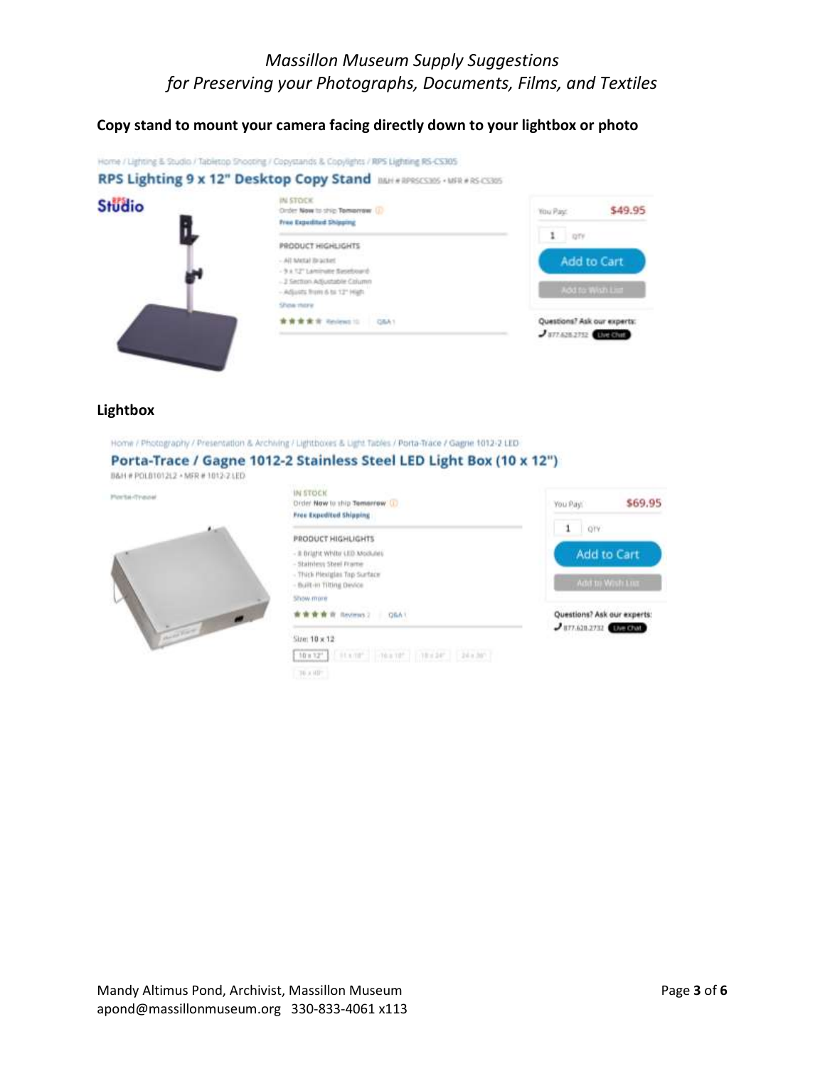*Massillon Museum Supply Suggestions*
*for Preserving your Photographs, Documents, Films, and Textiles*

**Copy stand to mount your camera facing directly down to your lightbox or photo**

Home / Lighting & Studio / Tabletop Shooting / Copystands & Copylights / RPS Lighting RS-CS305

## RPS Lighting 9 x 12" Desktop Copy Stand

B&H # RPRSCS305 • MFR # RS-CS305

Studio

IN STOCK
Order Now to ship Tomorrow
Free Expedited Shipping

PRODUCT HIGHLIGHTS
- All Metal Bracket
- 9 x 12" Laminate Baseboard
- 2 Section Adjustable Column
- Adjusts from 6 to 12" High

Show more

★★★★★ Reviews 10 | Q&A 1

You Pay: $49.95

1 QTY

Add to Cart

Add to Wish List

Questions? Ask our experts:
877.628.2732 Live Chat

**Lightbox**

Home / Photography / Presentation & Archiving / Lightboxes & Light Tables / Porta-Trace / Gagne 1012-2 LED

## Porta-Trace / Gagne 1012-2 Stainless Steel LED Light Box (10 x 12")

B&H # POLB1012L2 • MFR # 1012-2 LED

Porta-Trace

IN STOCK
Order Now to ship Tomorrow
Free Expedited Shipping

PRODUCT HIGHLIGHTS
- 8 Bright White LED Modules
- Stainless Steel Frame
- Thick Plexiglas Top Surface
- Built-in Tilting Device

Show more

★★★★★ Reviews 2 | Q&A 1

Size: 10 x 12

10 x 12" | 11 x 18" | 16 x 18" | 18 x 24" | 24 x 36" | 36 x 48"

You Pay: $69.95

1 QTY

Add to Cart

Add to Wish List

Questions? Ask our experts:
877.628.2732 Live Chat

Mandy Altimus Pond, Archivist, Massillon Museum
apond@massillonmuseum.org 330-833-4061 x113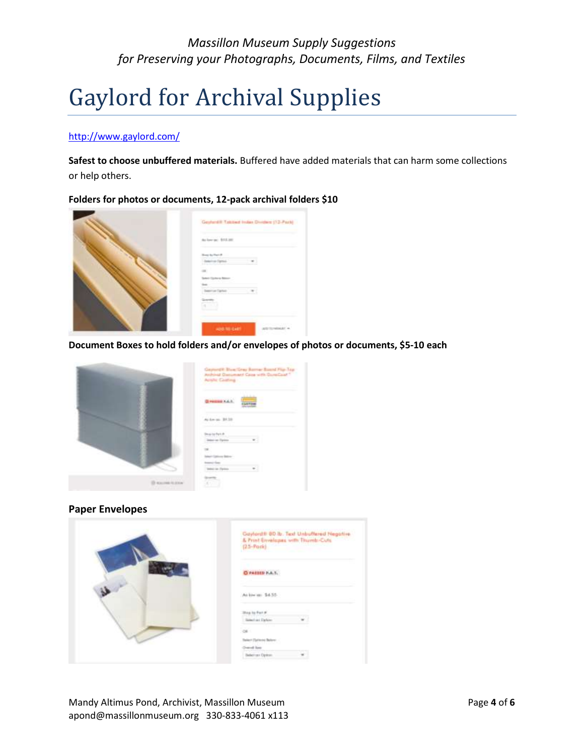# Gaylord for Archival Supplies

http://www.gaylord.com/

**Safest to choose unbuffered materials.** Buffered have added materials that can harm some collections or help others.

**Folders for photos or documents, 12-pack archival folders $10**

**Document Boxes to hold folders and/or envelopes of photos or documents, $5-10 each**

**Paper Envelopes**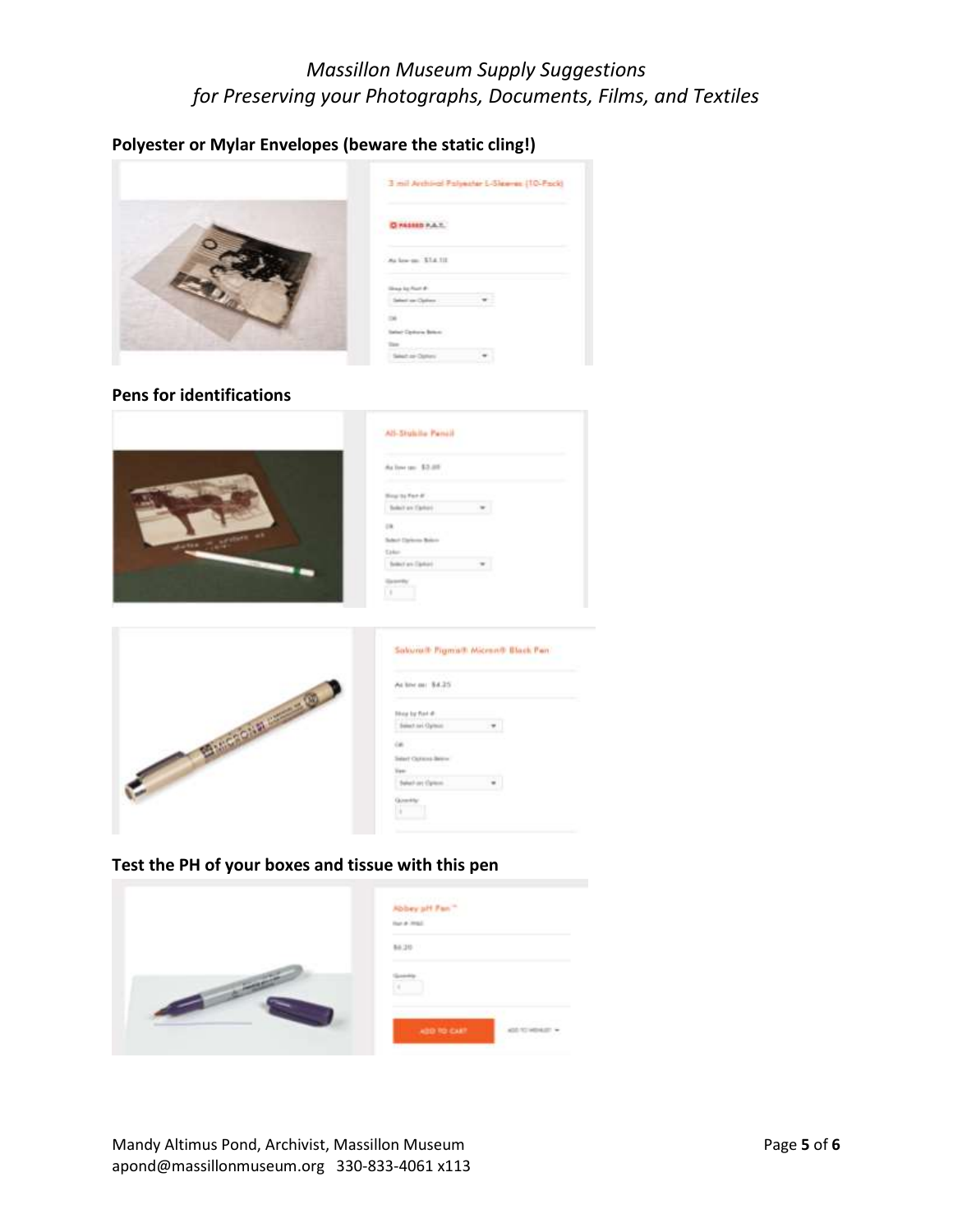# *Massillon Museum Supply Suggestions*
# *for Preserving your Photographs, Documents, Films, and Textiles*

**Polyester or Mylar Envelopes (beware the static cling!)**

3 mil Archival Polyester L-Sleeves (10-Pack)

PASSED P.A.T.

As low as: $14.10

Shop by Part #
Select an Option

OR

Select Options Below
Size
Select an Option

**Pens for identifications**

All-Stabilo Pencil

As low as: $3.00

Shop by Part #
Select an Option

OR

Select Options Below
Color
Select an Option

Quantity
1

Sakura® Pigma® Micron® Black Pen

As low as: $4.25

Shop by Part #
Select an Option

OR

Select Options Below
Size
Select an Option

Quantity
1

**Test the PH of your boxes and tissue with this pen**

Abbey pH Pen™

Part # 9982

$6.20

Quantity
1

ADD TO CART

ADD TO WISHLIST

Mandy Altimus Pond, Archivist, Massillon Museum
apond@massillonmuseum.org 330-833-4061 x113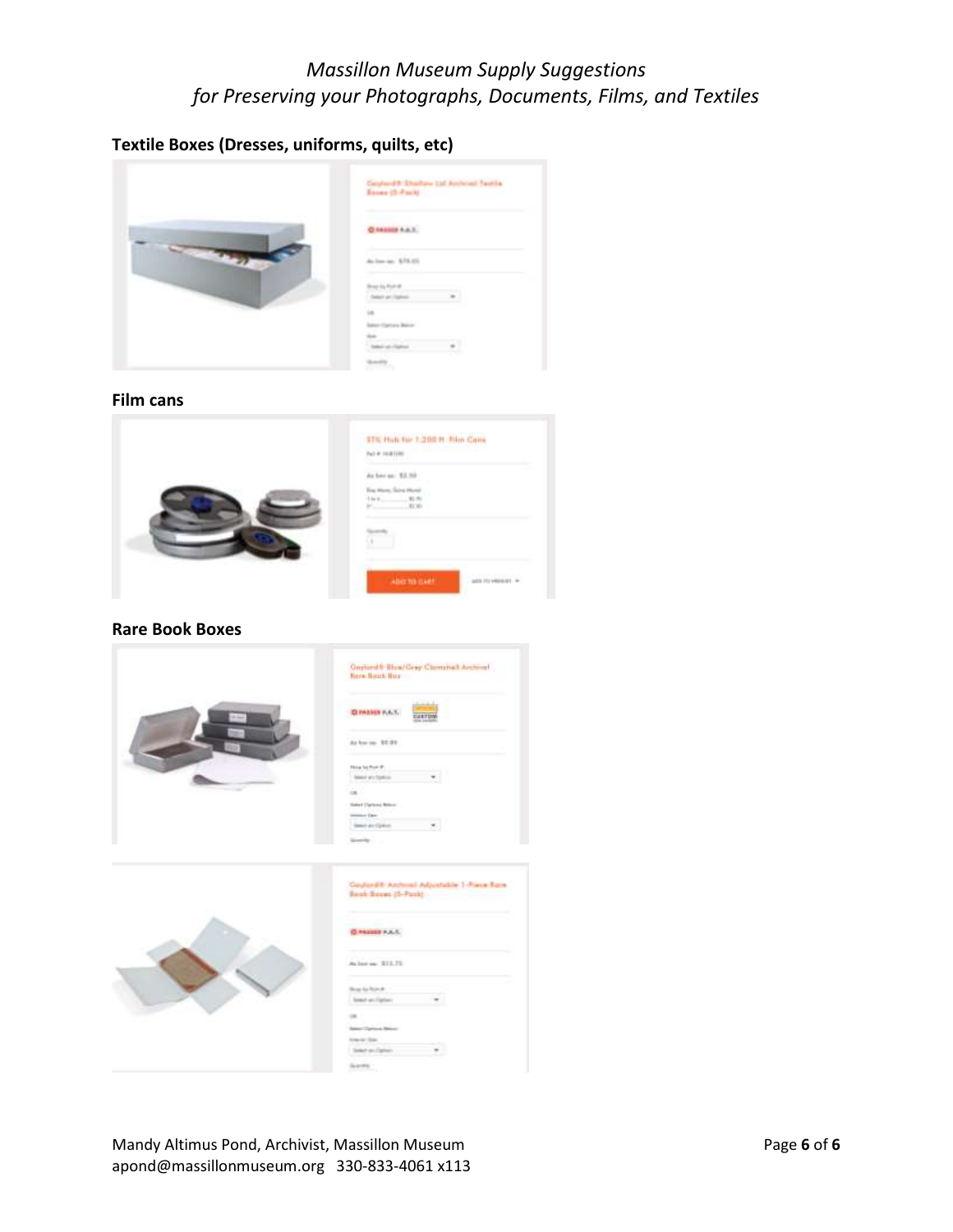*Massillon Museum Supply Suggestions*
*for Preserving your Photographs, Documents, Films, and Textiles*

**Textile Boxes (Dresses, uniforms, quilts, etc)**

**Film cans**

**Rare Book Boxes**

Mandy Altimus Pond, Archivist, Massillon Museum
apond@massillonmuseum.org 330-833-4061 x113